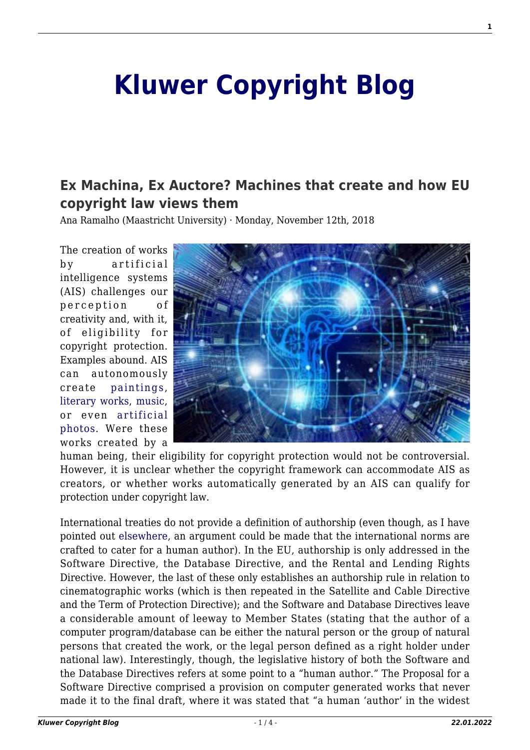# Kluwer Copyright Blog

## Ex Machina, Ex Auctore? Machines that create and how EU copyright law views them

Ana Ramalho (Maastricht University) · Monday, November 12th, 2018

The creation of works by artificial intelligence systems (AIS) challenges our perception of creativity and, with it, of eligibility for copyright protection. Examples abound. AIS can autonomously create paintings, literary works, music, or even artificial photos. Were these works created by a human being, their eligibility for copyright protection would not be controversial. However, it is unclear whether the copyright framework can accommodate AIS as creators, or whether works automatically generated by an AIS can qualify for protection under copyright law.

International treaties do not provide a definition of authorship (even though, as I have pointed out elsewhere, an argument could be made that the international norms are crafted to cater for a human author). In the EU, authorship is only addressed in the Software Directive, the Database Directive, and the Rental and Lending Rights Directive. However, the last of these only establishes an authorship rule in relation to cinematographic works (which is then repeated in the Satellite and Cable Directive and the Term of Protection Directive); and the Software and Database Directives leave a considerable amount of leeway to Member States (stating that the author of a computer program/database can be either the natural person or the group of natural persons that created the work, or the legal person defined as a right holder under national law). Interestingly, though, the legislative history of both the Software and the Database Directives refers at some point to a "human author." The Proposal for a Software Directive comprised a provision on computer generated works that never made it to the final draft, where it was stated that "a human 'author' in the widest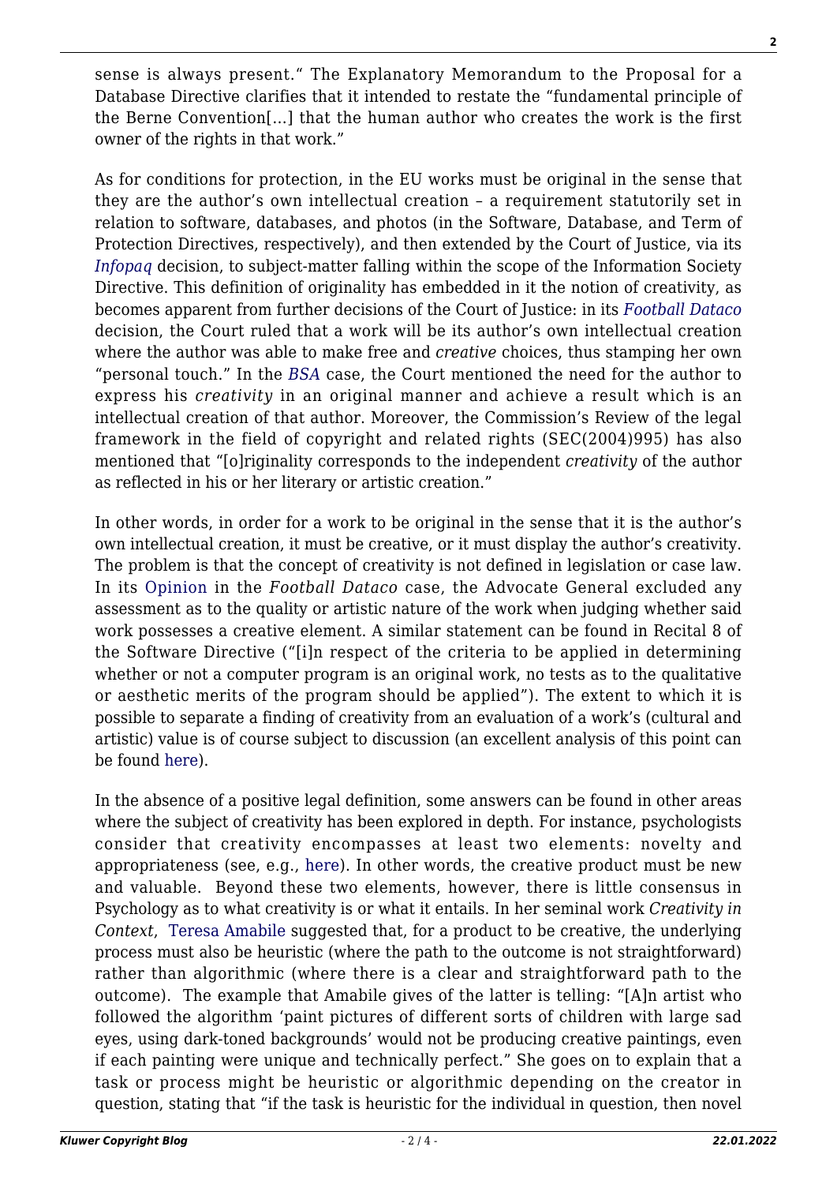sense is always present." The Explanatory Memorandum to the Proposal for a Database Directive clarifies that it intended to restate the "fundamental principle of the Berne Convention[…] that the human author who creates the work is the first owner of the rights in that work."

As for conditions for protection, in the EU works must be original in the sense that they are the author's own intellectual creation – a requirement statutorily set in relation to software, databases, and photos (in the Software, Database, and Term of Protection Directives, respectively), and then extended by the Court of Justice, via its *Infopaq* decision, to subject-matter falling within the scope of the Information Society Directive. This definition of originality has embedded in it the notion of creativity, as becomes apparent from further decisions of the Court of Justice: in its *Football Dataco* decision, the Court ruled that a work will be its author's own intellectual creation where the author was able to make free and *creative* choices, thus stamping her own "personal touch." In the *BSA* case, the Court mentioned the need for the author to express his *creativity* in an original manner and achieve a result which is an intellectual creation of that author. Moreover, the Commission's Review of the legal framework in the field of copyright and related rights (SEC(2004)995) has also mentioned that "[o]riginality corresponds to the independent *creativity* of the author as reflected in his or her literary or artistic creation."

In other words, in order for a work to be original in the sense that it is the author's own intellectual creation, it must be creative, or it must display the author's creativity. The problem is that the concept of creativity is not defined in legislation or case law. In its Opinion in the *Football Dataco* case, the Advocate General excluded any assessment as to the quality or artistic nature of the work when judging whether said work possesses a creative element. A similar statement can be found in Recital 8 of the Software Directive ("[i]n respect of the criteria to be applied in determining whether or not a computer program is an original work, no tests as to the qualitative or aesthetic merits of the program should be applied"). The extent to which it is possible to separate a finding of creativity from an evaluation of a work's (cultural and artistic) value is of course subject to discussion (an excellent analysis of this point can be found here).

In the absence of a positive legal definition, some answers can be found in other areas where the subject of creativity has been explored in depth. For instance, psychologists consider that creativity encompasses at least two elements: novelty and appropriateness (see, e.g., here). In other words, the creative product must be new and valuable. Beyond these two elements, however, there is little consensus in Psychology as to what creativity is or what it entails. In her seminal work *Creativity in Context*, Teresa Amabile suggested that, for a product to be creative, the underlying process must also be heuristic (where the path to the outcome is not straightforward) rather than algorithmic (where there is a clear and straightforward path to the outcome). The example that Amabile gives of the latter is telling: "[A]n artist who followed the algorithm 'paint pictures of different sorts of children with large sad eyes, using dark-toned backgrounds' would not be producing creative paintings, even if each painting were unique and technically perfect." She goes on to explain that a task or process might be heuristic or algorithmic depending on the creator in question, stating that "if the task is heuristic for the individual in question, then novel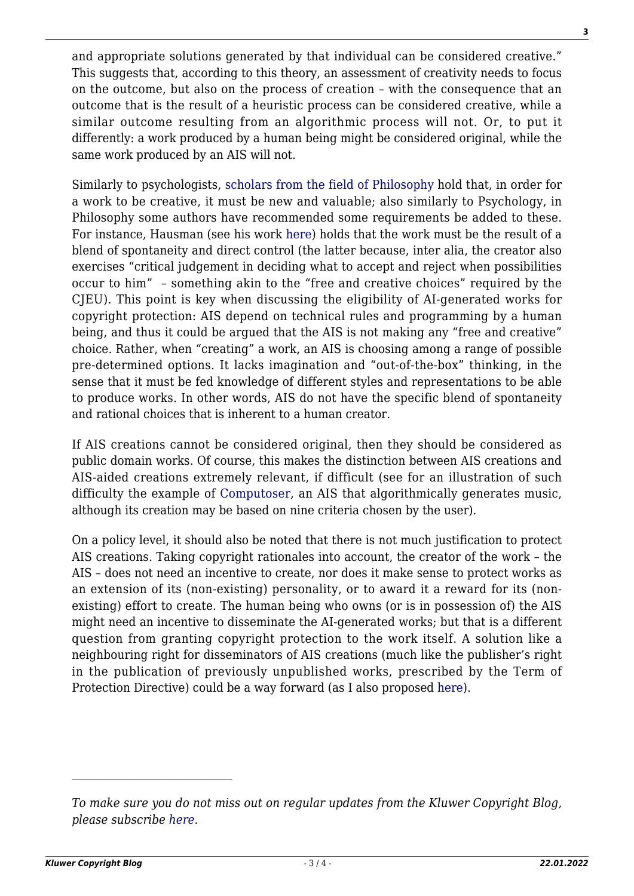and appropriate solutions generated by that individual can be considered creative." This suggests that, according to this theory, an assessment of creativity needs to focus on the outcome, but also on the process of creation – with the consequence that an outcome that is the result of a heuristic process can be considered creative, while a similar outcome resulting from an algorithmic process will not. Or, to put it differently: a work produced by a human being might be considered original, while the same work produced by an AIS will not.

Similarly to psychologists, scholars from the field of Philosophy hold that, in order for a work to be creative, it must be new and valuable; also similarly to Psychology, in Philosophy some authors have recommended some requirements be added to these. For instance, Hausman (see his work here) holds that the work must be the result of a blend of spontaneity and direct control (the latter because, inter alia, the creator also exercises "critical judgement in deciding what to accept and reject when possibilities occur to him" – something akin to the "free and creative choices" required by the CJEU). This point is key when discussing the eligibility of AI-generated works for copyright protection: AIS depend on technical rules and programming by a human being, and thus it could be argued that the AIS is not making any "free and creative" choice. Rather, when "creating" a work, an AIS is choosing among a range of possible pre-determined options. It lacks imagination and "out-of-the-box" thinking, in the sense that it must be fed knowledge of different styles and representations to be able to produce works. In other words, AIS do not have the specific blend of spontaneity and rational choices that is inherent to a human creator.

If AIS creations cannot be considered original, then they should be considered as public domain works. Of course, this makes the distinction between AIS creations and AIS-aided creations extremely relevant, if difficult (see for an illustration of such difficulty the example of Computoser, an AIS that algorithmically generates music, although its creation may be based on nine criteria chosen by the user).

On a policy level, it should also be noted that there is not much justification to protect AIS creations. Taking copyright rationales into account, the creator of the work – the AIS – does not need an incentive to create, nor does it make sense to protect works as an extension of its (non-existing) personality, or to award it a reward for its (non-existing) effort to create. The human being who owns (or is in possession of) the AIS might need an incentive to disseminate the AI-generated works; but that is a different question from granting copyright protection to the work itself. A solution like a neighbouring right for disseminators of AIS creations (much like the publisher's right in the publication of previously unpublished works, prescribed by the Term of Protection Directive) could be a way forward (as I also proposed here).

---

*To make sure you do not miss out on regular updates from the Kluwer Copyright Blog, please subscribe here.*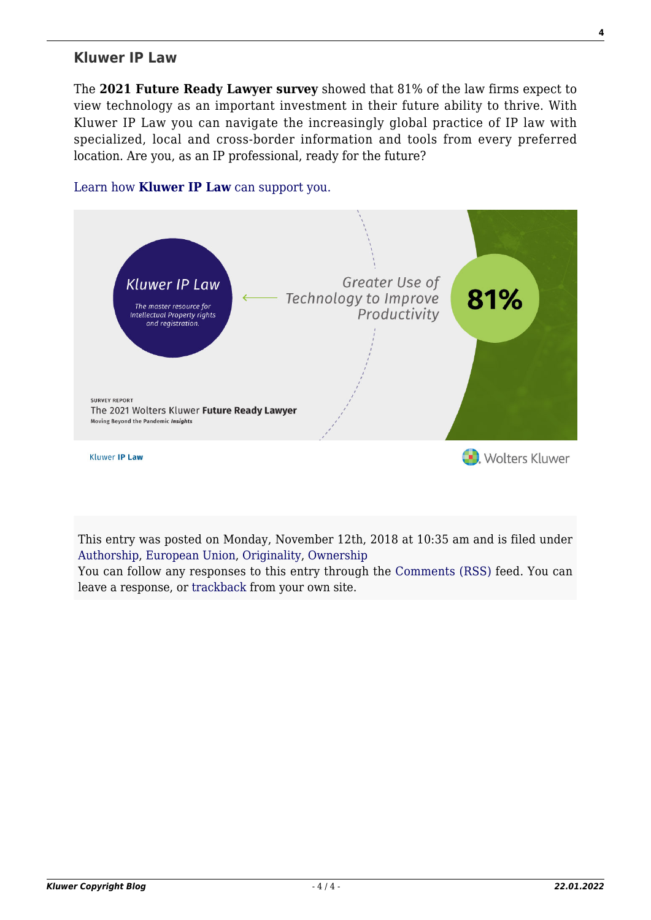### Kluwer IP Law

The **2021 Future Ready Lawyer survey** showed that 81% of the law firms expect to view technology as an important investment in their future ability to thrive. With Kluwer IP Law you can navigate the increasingly global practice of IP law with specialized, local and cross-border information and tools from every preferred location. Are you, as an IP professional, ready for the future?

Learn how **Kluwer IP Law** can support you.

Kluwer IP Law

The master resource for Intellectual Property rights and registration.

Greater Use of Technology to Improve Productivity

81%

SURVEY REPORT

The 2021 Wolters Kluwer **Future Ready Lawyer**

Moving Beyond the Pandemic *Insights*

Kluwer **IP Law**

Wolters Kluwer

This entry was posted on Monday, November 12th, 2018 at 10:35 am and is filed under Authorship, European Union, Originality, Ownership
You can follow any responses to this entry through the Comments (RSS) feed. You can leave a response, or trackback from your own site.